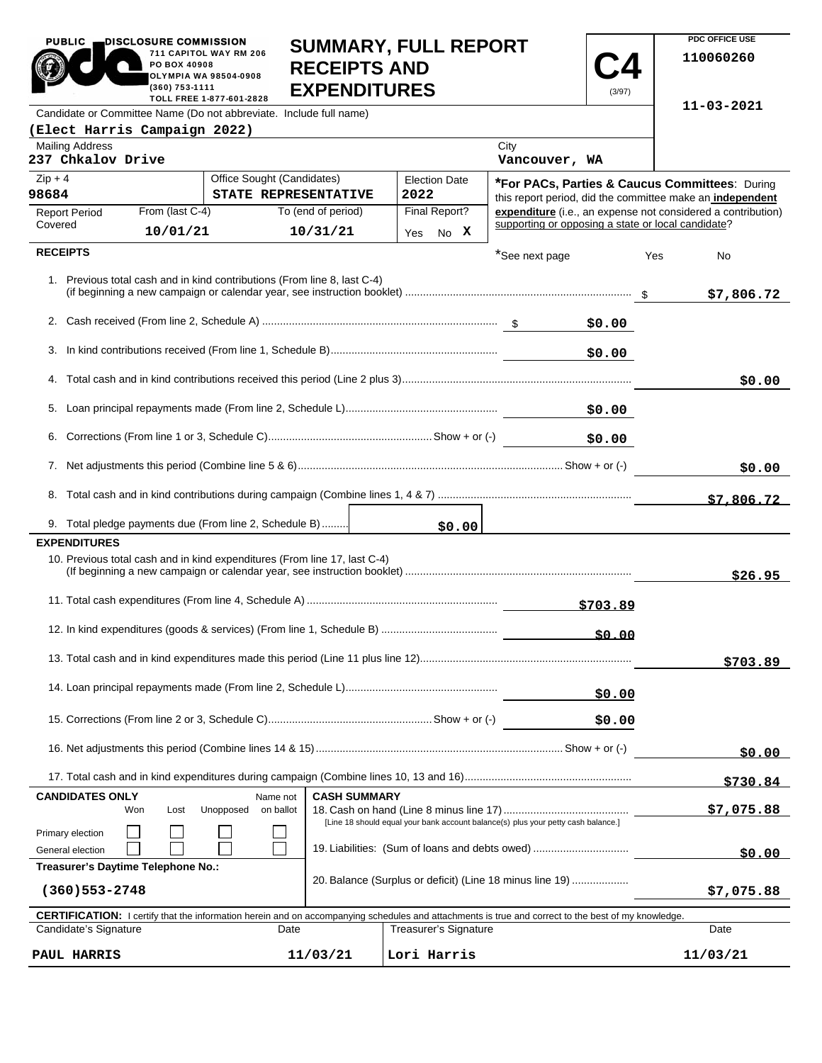PUBLIC DISCLOSURE COMMISSION
711 CAPITOL WAY RM 206
PO BOX 40908
OLYMPIA WA 98504-0908
(360) 753-1111
TOLL FREE 1-877-601-2828

# SUMMARY, FULL REPORT RECEIPTS AND EXPENDITURES

**C4** (3/97)

PDC OFFICE USE
110060260

11-03-2021

Candidate or Committee Name (Do not abbreviate. Include full name)
**(Elect Harris Campaign 2022)**

| Mailing Address | City |
|---|---|
| 237 Chkalov Drive | Vancouver, WA |

| Zip + 4 | Office Sought (Candidates) | Election Date |
|---|---|---|
| 98684 | STATE REPRESENTATIVE | 2022 |

| Report Period Covered | From (last C-4) | To (end of period) | Final Report? |
|---|---|---|---|
| | 10/01/21 | 10/31/21 | Yes No X |

***For PACs, Parties & Caucus Committees**: During this report period, did the committee make an **independent expenditure** (i.e., an expense not considered a contribution) supporting or opposing a state or local candidate?

*See next page Yes No

## RECEIPTS

| | | |
|---|---|---|
| 1. Previous total cash and in kind contributions (From line 8, last C-4) (if beginning a new campaign or calendar year, see instruction booklet) | | $ $7,806.72 |
| 2. Cash received (From line 2, Schedule A) | $ $0.00 | |
| 3. In kind contributions received (From line 1, Schedule B) | $0.00 | |
| 4. Total cash and in kind contributions received this period (Line 2 plus 3) | | $0.00 |
| 5. Loan principal repayments made (From line 2, Schedule L) | $0.00 | |
| 6. Corrections (From line 1 or 3, Schedule C) Show + or (-) | $0.00 | |
| 7. Net adjustments this period (Combine line 5 & 6) Show + or (-) | | $0.00 |
| 8. Total cash and in kind contributions during campaign (Combine lines 1, 4 & 7) | | $7,806.72 |
| 9. Total pledge payments due (From line 2, Schedule B) $0.00 | | |

## EXPENDITURES

| | | |
|---|---|---|
| 10. Previous total cash and in kind expenditures (From line 17, last C-4) (If beginning a new campaign or calendar year, see instruction booklet) | | $26.95 |
| 11. Total cash expenditures (From line 4, Schedule A) | $703.89 | |
| 12. In kind expenditures (goods & services) (From line 1, Schedule B) | $0.00 | |
| 13. Total cash and in kind expenditures made this period (Line 11 plus line 12) | | $703.89 |
| 14. Loan principal repayments made (From line 2, Schedule L) | $0.00 | |
| 15. Corrections (From line 2 or 3, Schedule C) Show + or (-) | $0.00 | |
| 16. Net adjustments this period (Combine lines 14 & 15) Show + or (-) | | $0.00 |
| 17. Total cash and in kind expenditures during campaign (Combine lines 10, 13 and 16) | | $730.84 |

**CANDIDATES ONLY**

| | Won | Lost | Unopposed | Name not on ballot |
|---|---|---|---|---|
| Primary election | ☐ | ☐ | ☐ | ☐ |
| General election | ☐ | ☐ | ☐ | ☐ |

**Treasurer's Daytime Telephone No.:**
(360)553-2748

**CASH SUMMARY**

| | |
|---|---|
| 18. Cash on hand (Line 8 minus line 17) [Line 18 should equal your bank account balance(s) plus your petty cash balance.] | $7,075.88 |
| 19. Liabilities: (Sum of loans and debts owed) | $0.00 |
| 20. Balance (Surplus or deficit) (Line 18 minus line 19) | $7,075.88 |

**CERTIFICATION:** I certify that the information herein and on accompanying schedules and attachments is true and correct to the best of my knowledge.

| Candidate's Signature | Date | Treasurer's Signature | Date |
|---|---|---|---|
| PAUL HARRIS | 11/03/21 | Lori Harris | 11/03/21 |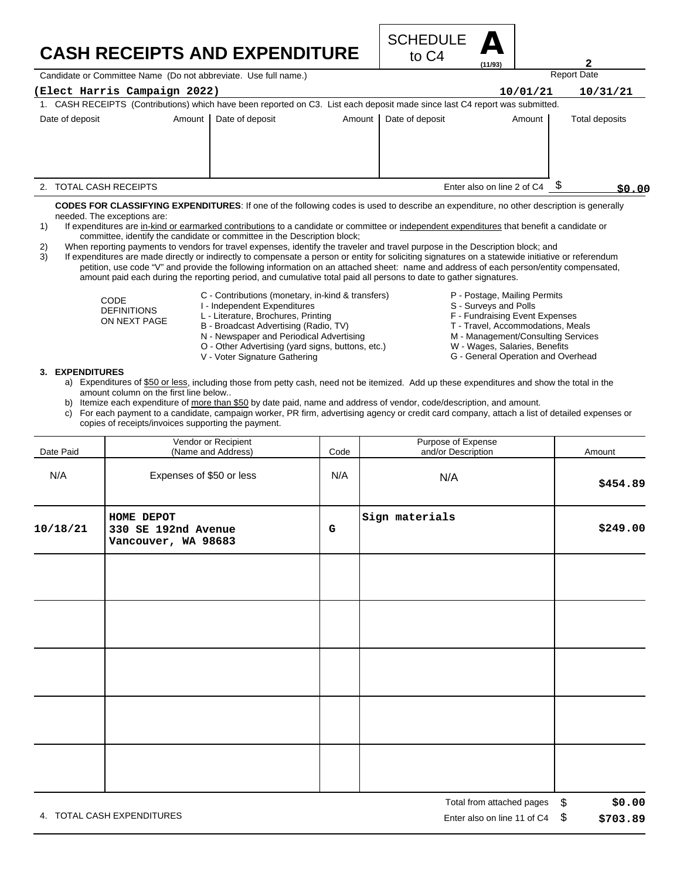# CASH RECEIPTS AND EXPENDITURE

SCHEDULE **A** to C4 (11/93)

Candidate or Committee Name (Do not abbreviate. Use full name.)

**(Elect Harris Campaign 2022)**

Report Date: **10/01/21** **10/31/21**

1. CASH RECEIPTS (Contributions) which have been reported on C3. List each deposit made since last C4 report was submitted.

| Date of deposit | Amount | Date of deposit | Amount | Date of deposit | Amount | Total deposits |
|---|---|---|---|---|---|---|
| | | | | | | |

2. TOTAL CASH RECEIPTS — Enter also on line 2 of C4 $ **$0.00**

**CODES FOR CLASSIFYING EXPENDITURES**: If one of the following codes is used to describe an expenditure, no other description is generally needed. The exceptions are:

1) If expenditures are in-kind or earmarked contributions to a candidate or committee or independent expenditures that benefit a candidate or committee, identify the candidate or committee in the Description block;
2) When reporting payments to vendors for travel expenses, identify the traveler and travel purpose in the Description block; and
3) If expenditures are made directly or indirectly to compensate a person or entity for soliciting signatures on a statewide initiative or referendum petition, use code "V" and provide the following information on an attached sheet: name and address of each person/entity compensated, amount paid each during the reporting period, and cumulative total paid all persons to date to gather signatures.

CODE DEFINITIONS ON NEXT PAGE

- C - Contributions (monetary, in-kind & transfers)
- I - Independent Expenditures
- L - Literature, Brochures, Printing
- B - Broadcast Advertising (Radio, TV)
- N - Newspaper and Periodical Advertising
- O - Other Advertising (yard signs, buttons, etc.)
- V - Voter Signature Gathering
- P - Postage, Mailing Permits
- S - Surveys and Polls
- F - Fundraising Event Expenses
- T - Travel, Accommodations, Meals
- M - Management/Consulting Services
- W - Wages, Salaries, Benefits
- G - General Operation and Overhead

**3. EXPENDITURES**

a) Expenditures of $50 or less, including those from petty cash, need not be itemized. Add up these expenditures and show the total in the amount column on the first line below..

b) Itemize each expenditure of more than $50 by date paid, name and address of vendor, code/description, and amount.

c) For each payment to a candidate, campaign worker, PR firm, advertising agency or credit card company, attach a list of detailed expenses or copies of receipts/invoices supporting the payment.

| Date Paid | Vendor or Recipient (Name and Address) | Code | Purpose of Expense and/or Description | Amount |
|---|---|---|---|---|
| N/A | Expenses of $50 or less | N/A | N/A | **$454.89** |
| **10/18/21** | **HOME DEPOT 330 SE 192nd Avenue Vancouver, WA 98683** | **G** | **Sign materials** | **$249.00** |
| | | | | |
| | | | | |
| | | | | |
| | | | | |
| | | | | |

Total from attached pages $ **$0.00**

4. TOTAL CASH EXPENDITURES — Enter also on line 11 of C4 $ **$703.89**